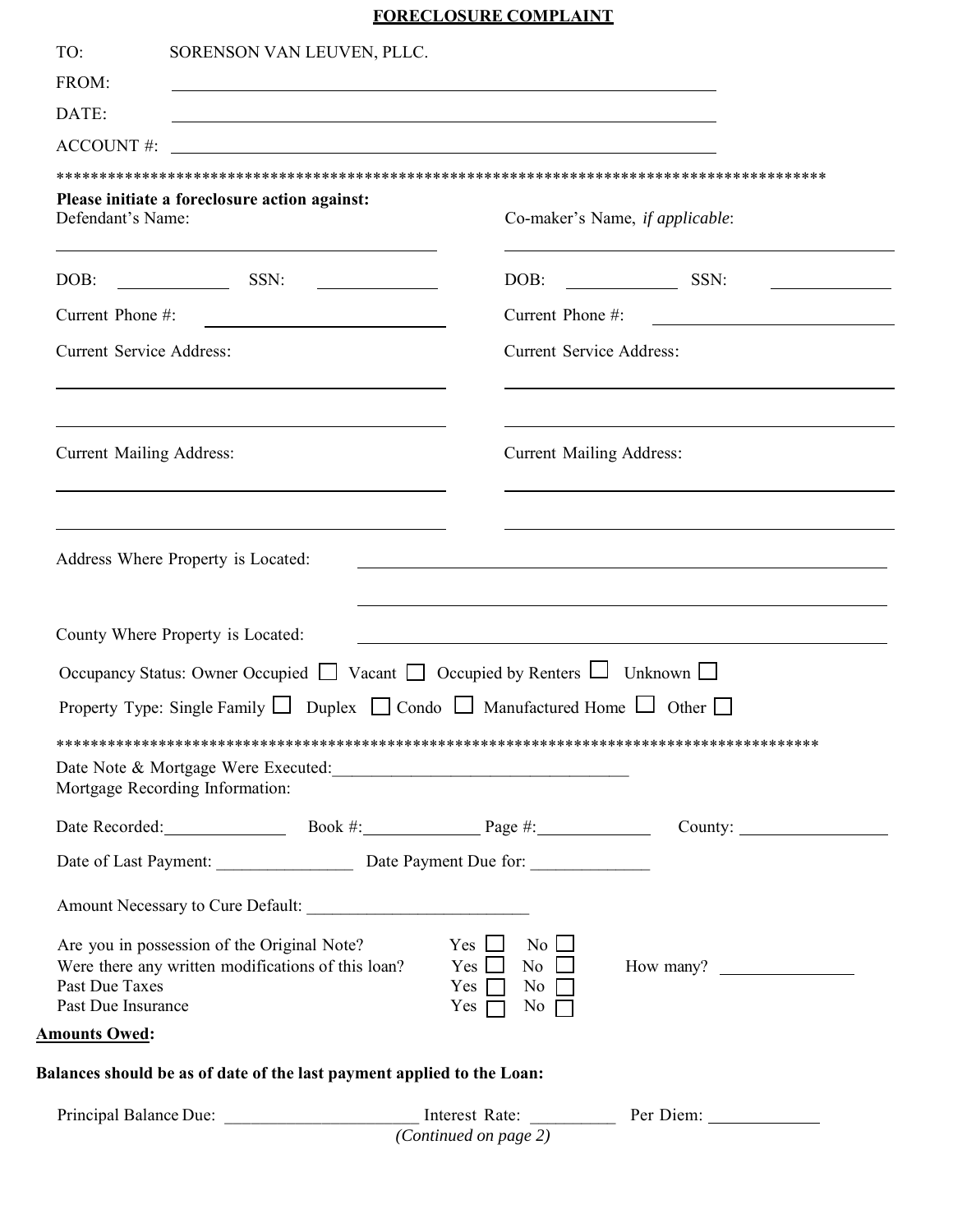# FORECLOSURE COMPLAINT

TO: SORENSON VAN LEUVEN, PLLC.

FROM: ______________________________

DATE: ______________________________

ACCOUNT #: ______________________________

*******************************************************************************************

**Please initiate a foreclosure action against:**

| Defendant's Name: | Co-maker's Name, *if applicable*: |
|---|---|
| ______________________________ | ______________________________ |
| DOB: __________ SSN: __________ | DOB: __________ SSN: __________ |
| Current Phone #: ______________ | Current Phone #: ______________ |
| Current Service Address: | Current Service Address: |
| ______________________________ | ______________________________ |
| ______________________________ | ______________________________ |
| Current Mailing Address: | Current Mailing Address: |
| ______________________________ | ______________________________ |
| ______________________________ | ______________________________ |

Address Where Property is Located: ______________________________

______________________________

County Where Property is Located: ______________________________

Occupancy Status: Owner Occupied ☐ Vacant ☐ Occupied by Renters ☐ Unknown ☐

Property Type: Single Family ☐ Duplex ☐ Condo ☐ Manufactured Home ☐ Other ☐

*******************************************************************************************

Date Note & Mortgage Were Executed: ______________________________

Mortgage Recording Information:

Date Recorded: ____________ Book #: ____________ Page #: ____________ County: ____________

Date of Last Payment: ______________ Date Payment Due for: ______________

Amount Necessary to Cure Default: ______________________

Are you in possession of the Original Note? Yes ☐ No ☐

Were there any written modifications of this loan? Yes ☐ No ☐ How many? ____________

Past Due Taxes Yes ☐ No ☐

Past Due Insurance Yes ☐ No ☐

**Amounts Owed:**

**Balances should be as of date of the last payment applied to the Loan:**

Principal Balance Due: ______________________ Interest Rate: __________ Per Diem: ____________

*(Continued on page 2)*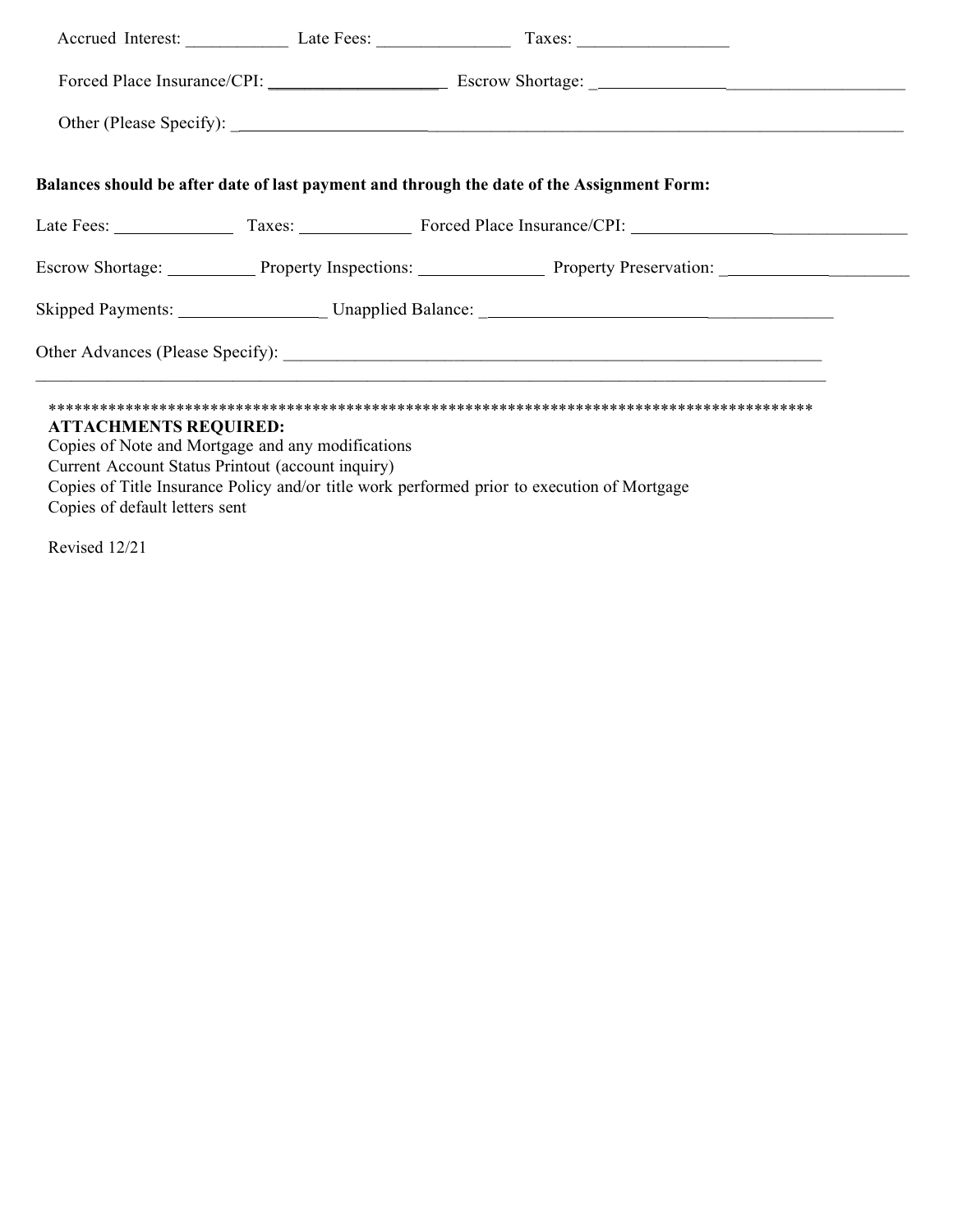Accrued Interest: ____________ Late Fees: _______________ Taxes: _________________

Forced Place Insurance/CPI: ____________________ Escrow Shortage: ____________________________________

Other (Please Specify): ________________________________________________________________________________

**Balances should be after date of last payment and through the date of the Assignment Form:**

Late Fees: ______________ Taxes: ______________ Forced Place Insurance/CPI: _______________________________

Escrow Shortage: __________ Property Inspections: ______________ Property Preservation: _____________________

Skipped Payments: _________________ Unapplied Balance: _______________________________________

Other Advances (Please Specify): _________________________________________________________________

____________________________________________________________________________________________

******************************************************************************************

**ATTACHMENTS REQUIRED:**

Copies of Note and Mortgage and any modifications
Current Account Status Printout (account inquiry)
Copies of Title Insurance Policy and/or title work performed prior to execution of Mortgage
Copies of default letters sent

Revised 12/21